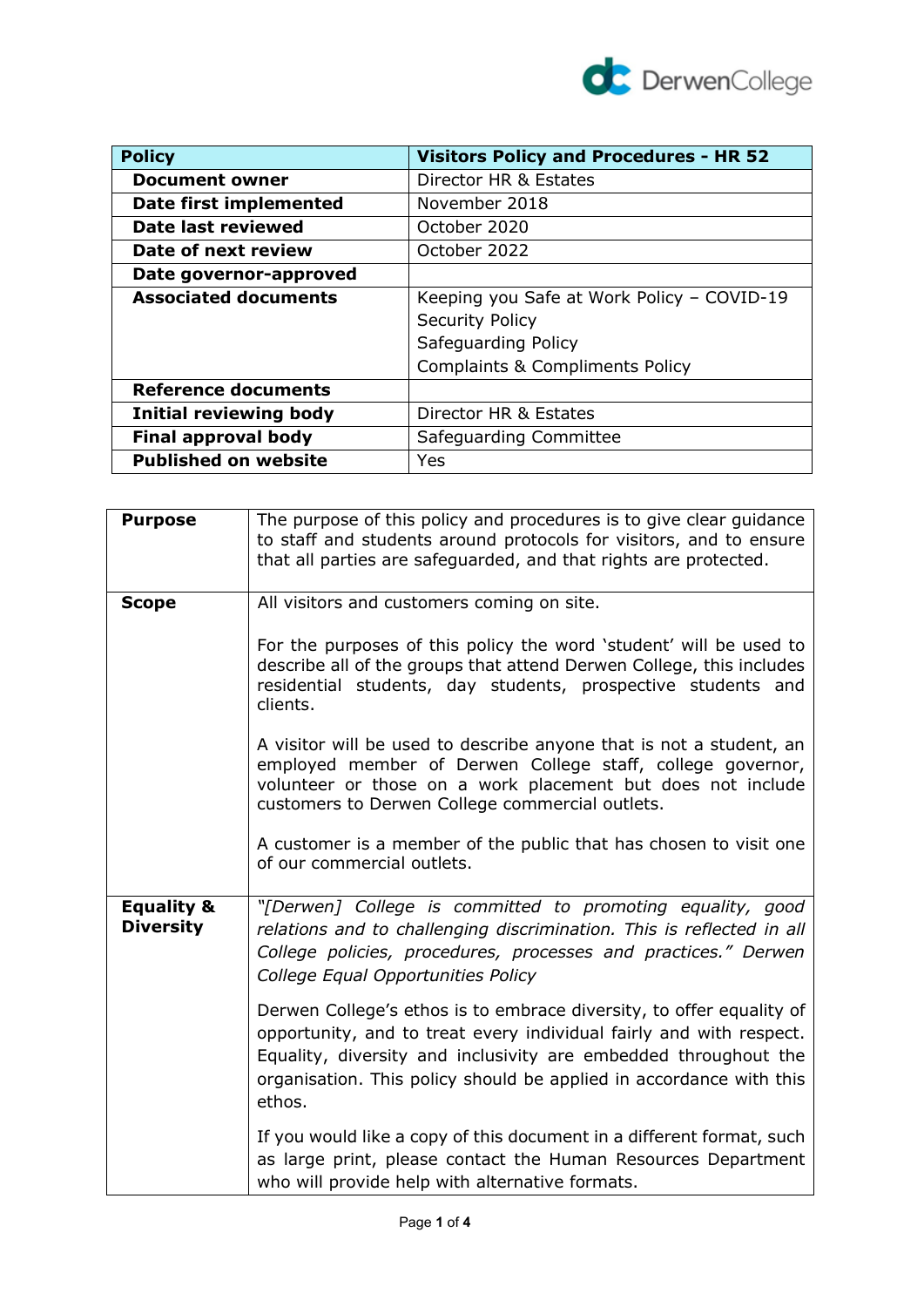| Policy | Visitors Policy and Procedures - HR 52 |
|---|---|
| Document owner | Director HR & Estates |
| Date first implemented | November 2018 |
| Date last reviewed | October 2020 |
| Date of next review | October 2022 |
| Date governor-approved | |
| Associated documents | Keeping you Safe at Work Policy – COVID-19<br>Security Policy<br>Safeguarding Policy<br>Complaints & Compliments Policy |
| Reference documents | |
| Initial reviewing body | Director HR & Estates |
| Final approval body | Safeguarding Committee |
| Published on website | Yes |

| | |
|---|---|
| **Purpose** | The purpose of this policy and procedures is to give clear guidance to staff and students around protocols for visitors, and to ensure that all parties are safeguarded, and that rights are protected. |
| **Scope** | All visitors and customers coming on site.<br><br>For the purposes of this policy the word 'student' will be used to describe all of the groups that attend Derwen College, this includes residential students, day students, prospective students and clients.<br><br>A visitor will be used to describe anyone that is not a student, an employed member of Derwen College staff, college governor, volunteer or those on a work placement but does not include customers to Derwen College commercial outlets.<br><br>A customer is a member of the public that has chosen to visit one of our commercial outlets. |
| **Equality & Diversity** | *"[Derwen] College is committed to promoting equality, good relations and to challenging discrimination. This is reflected in all College policies, procedures, processes and practices." Derwen College Equal Opportunities Policy*<br><br>Derwen College's ethos is to embrace diversity, to offer equality of opportunity, and to treat every individual fairly and with respect. Equality, diversity and inclusivity are embedded throughout the organisation. This policy should be applied in accordance with this ethos.<br><br>If you would like a copy of this document in a different format, such as large print, please contact the Human Resources Department who will provide help with alternative formats. |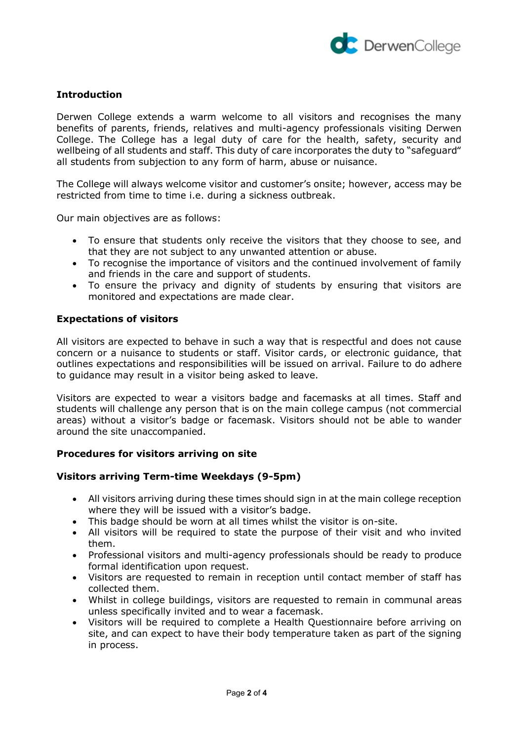**Introduction**

Derwen College extends a warm welcome to all visitors and recognises the many benefits of parents, friends, relatives and multi-agency professionals visiting Derwen College. The College has a legal duty of care for the health, safety, security and wellbeing of all students and staff. This duty of care incorporates the duty to "safeguard" all students from subjection to any form of harm, abuse or nuisance.

The College will always welcome visitor and customer's onsite; however, access may be restricted from time to time i.e. during a sickness outbreak.

Our main objectives are as follows:

- To ensure that students only receive the visitors that they choose to see, and that they are not subject to any unwanted attention or abuse.
- To recognise the importance of visitors and the continued involvement of family and friends in the care and support of students.
- To ensure the privacy and dignity of students by ensuring that visitors are monitored and expectations are made clear.

**Expectations of visitors**

All visitors are expected to behave in such a way that is respectful and does not cause concern or a nuisance to students or staff. Visitor cards, or electronic guidance, that outlines expectations and responsibilities will be issued on arrival. Failure to do adhere to guidance may result in a visitor being asked to leave.

Visitors are expected to wear a visitors badge and facemasks at all times. Staff and students will challenge any person that is on the main college campus (not commercial areas) without a visitor's badge or facemask. Visitors should not be able to wander around the site unaccompanied.

**Procedures for visitors arriving on site**

**Visitors arriving Term-time Weekdays (9-5pm)**

- All visitors arriving during these times should sign in at the main college reception where they will be issued with a visitor's badge.
- This badge should be worn at all times whilst the visitor is on-site.
- All visitors will be required to state the purpose of their visit and who invited them.
- Professional visitors and multi-agency professionals should be ready to produce formal identification upon request.
- Visitors are requested to remain in reception until contact member of staff has collected them.
- Whilst in college buildings, visitors are requested to remain in communal areas unless specifically invited and to wear a facemask.
- Visitors will be required to complete a Health Questionnaire before arriving on site, and can expect to have their body temperature taken as part of the signing in process.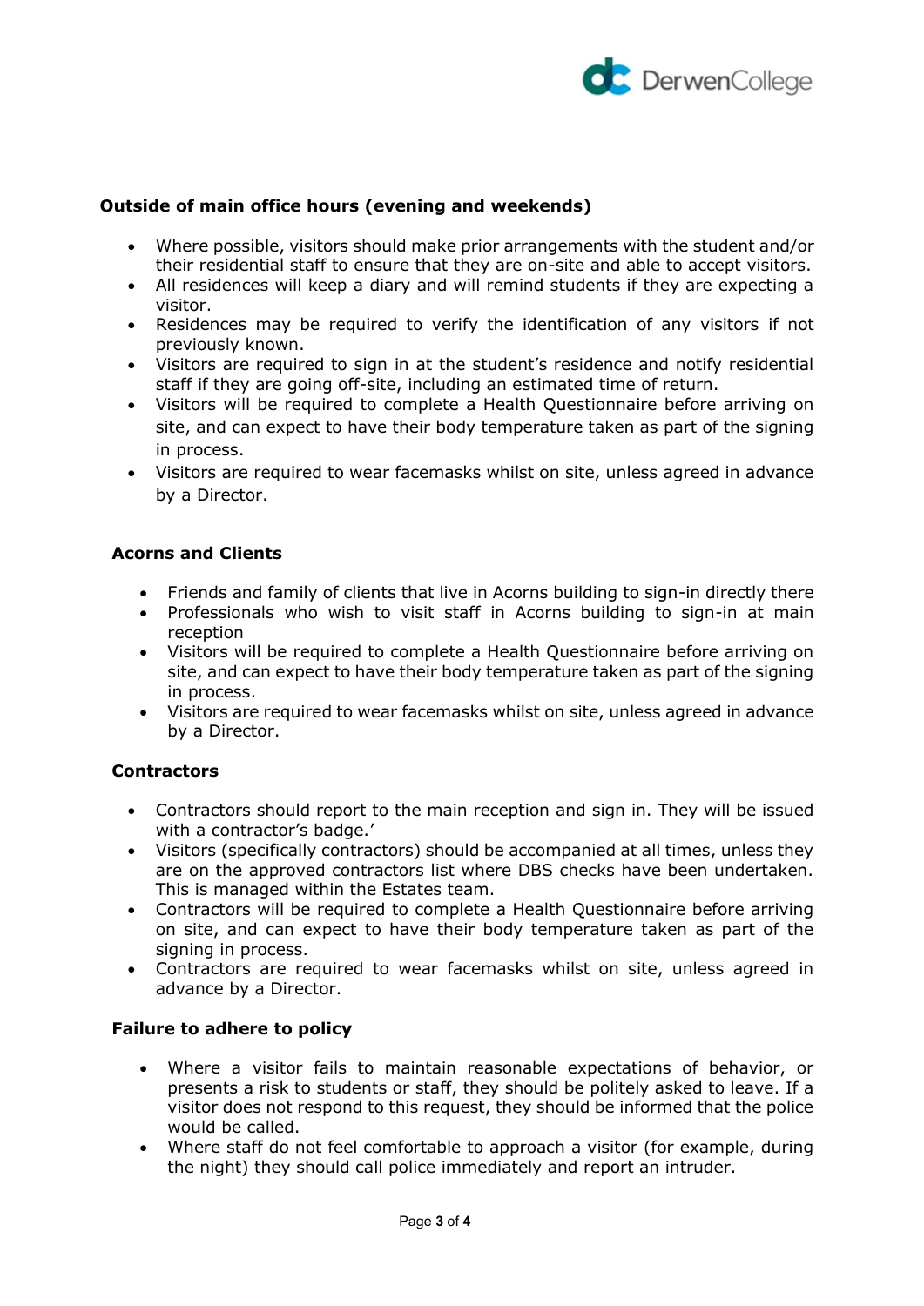**Outside of main office hours (evening and weekends)**

- Where possible, visitors should make prior arrangements with the student and/or their residential staff to ensure that they are on-site and able to accept visitors.
- All residences will keep a diary and will remind students if they are expecting a visitor.
- Residences may be required to verify the identification of any visitors if not previously known.
- Visitors are required to sign in at the student's residence and notify residential staff if they are going off-site, including an estimated time of return.
- Visitors will be required to complete a Health Questionnaire before arriving on site, and can expect to have their body temperature taken as part of the signing in process.
- Visitors are required to wear facemasks whilst on site, unless agreed in advance by a Director.

**Acorns and Clients**

- Friends and family of clients that live in Acorns building to sign-in directly there
- Professionals who wish to visit staff in Acorns building to sign-in at main reception
- Visitors will be required to complete a Health Questionnaire before arriving on site, and can expect to have their body temperature taken as part of the signing in process.
- Visitors are required to wear facemasks whilst on site, unless agreed in advance by a Director.

**Contractors**

- Contractors should report to the main reception and sign in. They will be issued with a contractor's badge.'
- Visitors (specifically contractors) should be accompanied at all times, unless they are on the approved contractors list where DBS checks have been undertaken. This is managed within the Estates team.
- Contractors will be required to complete a Health Questionnaire before arriving on site, and can expect to have their body temperature taken as part of the signing in process.
- Contractors are required to wear facemasks whilst on site, unless agreed in advance by a Director.

**Failure to adhere to policy**

- Where a visitor fails to maintain reasonable expectations of behavior, or presents a risk to students or staff, they should be politely asked to leave. If a visitor does not respond to this request, they should be informed that the police would be called.
- Where staff do not feel comfortable to approach a visitor (for example, during the night) they should call police immediately and report an intruder.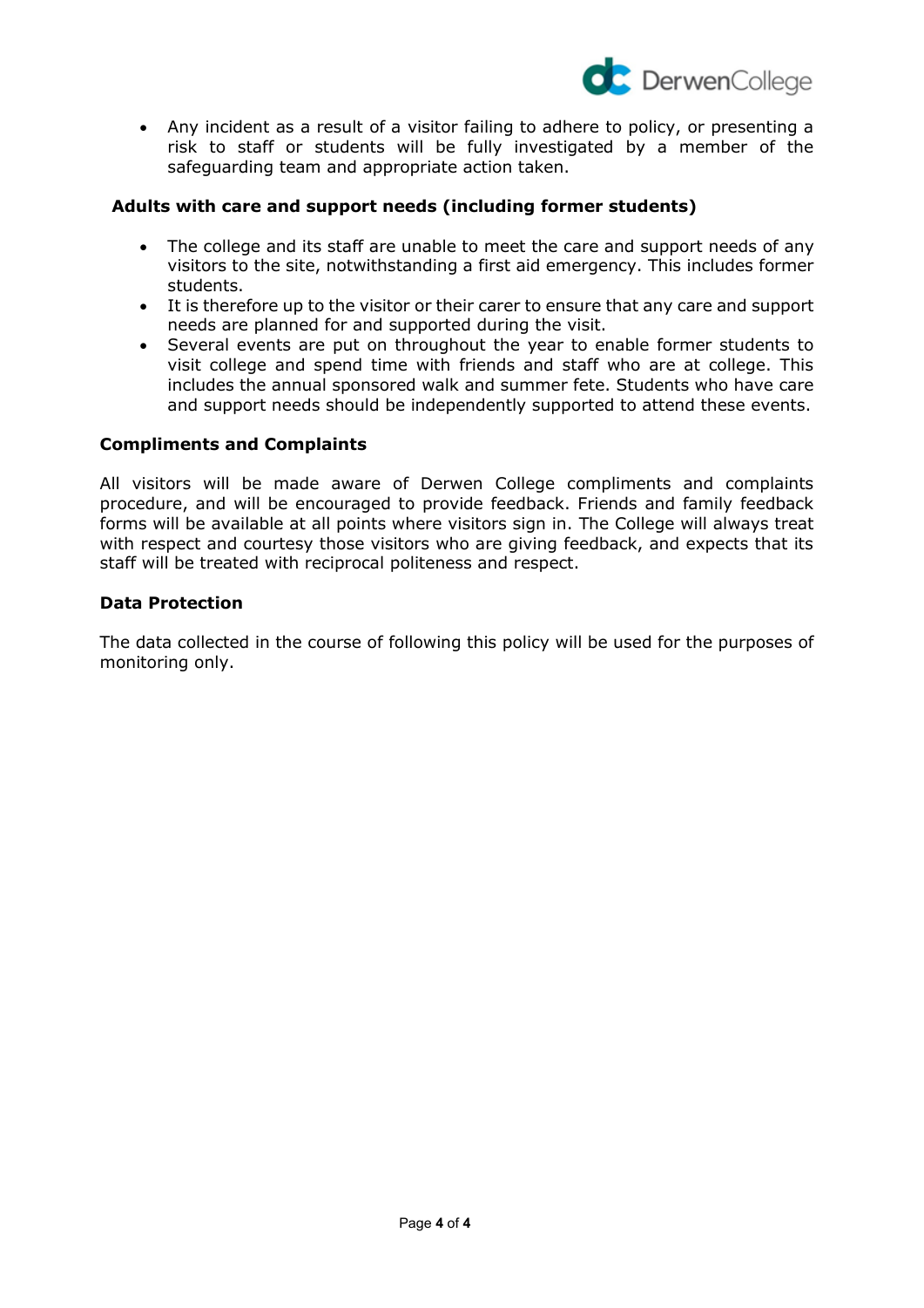- Any incident as a result of a visitor failing to adhere to policy, or presenting a risk to staff or students will be fully investigated by a member of the safeguarding team and appropriate action taken.

**Adults with care and support needs (including former students)**

- The college and its staff are unable to meet the care and support needs of any visitors to the site, notwithstanding a first aid emergency. This includes former students.
- It is therefore up to the visitor or their carer to ensure that any care and support needs are planned for and supported during the visit.
- Several events are put on throughout the year to enable former students to visit college and spend time with friends and staff who are at college. This includes the annual sponsored walk and summer fete. Students who have care and support needs should be independently supported to attend these events.

**Compliments and Complaints**

All visitors will be made aware of Derwen College compliments and complaints procedure, and will be encouraged to provide feedback. Friends and family feedback forms will be available at all points where visitors sign in. The College will always treat with respect and courtesy those visitors who are giving feedback, and expects that its staff will be treated with reciprocal politeness and respect.

**Data Protection**

The data collected in the course of following this policy will be used for the purposes of monitoring only.